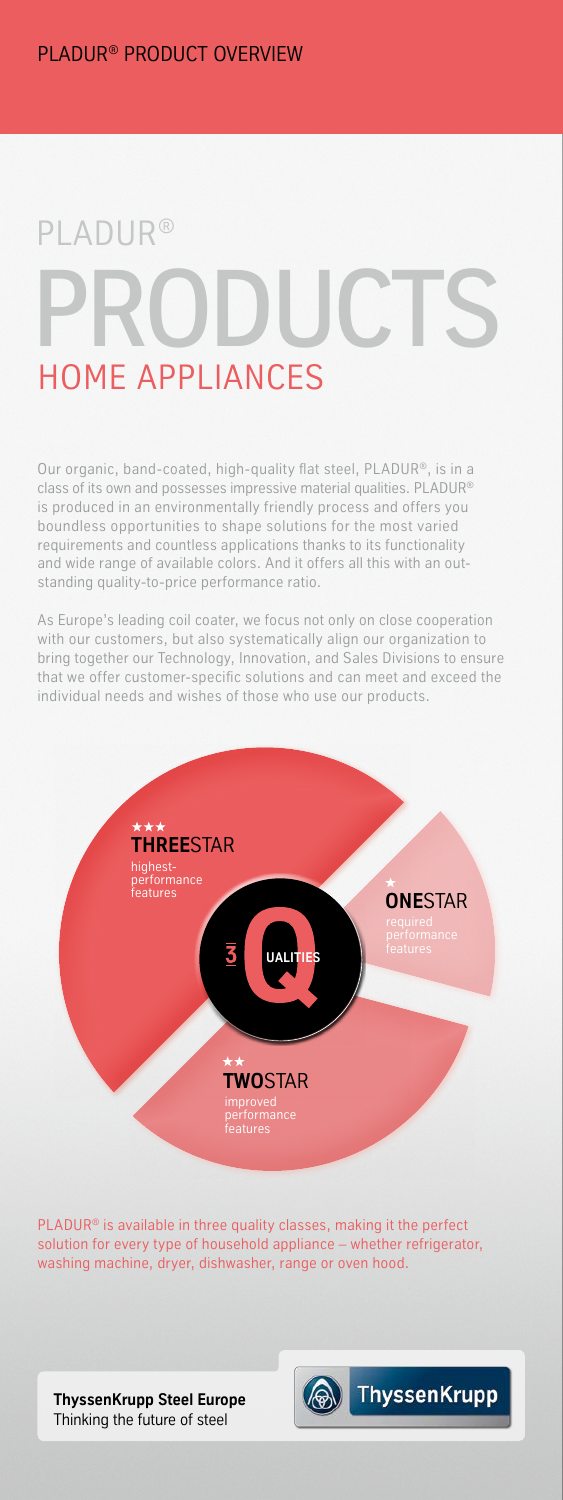PLADUR® PRODUCT OVERVIEW

# PLADUR® PRODUCTS

## HOME APPLIANCES

Our organic, band-coated, high-quality flat steel, PLADUR®, is in a class of its own and possesses impressive material qualities. PLADUR® is produced in an environmentally friendly process and offers you boundless opportunities to shape solutions for the most varied requirements and countless applications thanks to its functionality and wide range of available colors. And it offers all this with an outstanding quality-to-price performance ratio.

As Europe's leading coil coater, we focus not only on close cooperation with our customers, but also systematically align our organization to bring together our Technology, Innovation, and Sales Divisions to ensure that we offer customer-specific solutions and can meet and exceed the individual needs and wishes of those who use our products.

3 QUALITIES

★★★ **THREE**STAR
highest-performance features

★ **ONE**STAR
required performance features

★★ **TWO**STAR
improved performance features

PLADUR® is available in three quality classes, making it the perfect solution for every type of household appliance – whether refrigerator, washing machine, dryer, dishwasher, range or oven hood.

**ThyssenKrupp Steel Europe**
Thinking the future of steel

ThyssenKrupp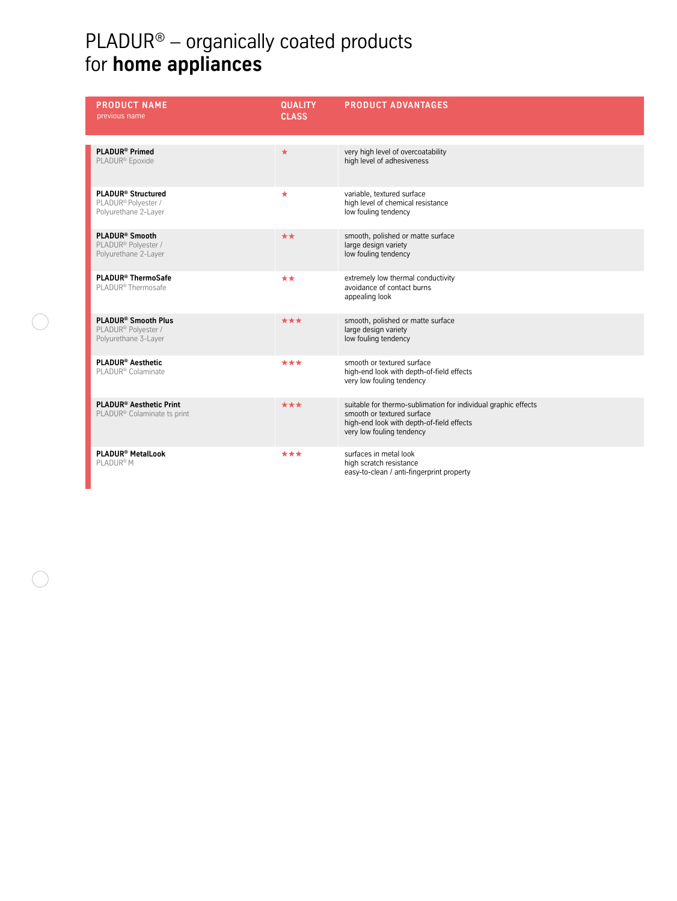# PLADUR® – organically coated products for **home appliances**

| PRODUCT NAME<br>previous name | QUALITY CLASS | PRODUCT ADVANTAGES |
|---|---|---|
| **PLADUR® Primed**<br>PLADUR® Epoxide | ★ | very high level of overcoatability<br>high level of adhesiveness |
| **PLADUR® Structured**<br>PLADUR® Polyester / Polyurethane 2-Layer | ★ | variable, textured surface<br>high level of chemical resistance<br>low fouling tendency |
| **PLADUR® Smooth**<br>PLADUR® Polyester / Polyurethane 2-Layer | ★★ | smooth, polished or matte surface<br>large design variety<br>low fouling tendency |
| **PLADUR® ThermoSafe**<br>PLADUR® Thermosafe | ★★ | extremely low thermal conductivity<br>avoidance of contact burns<br>appealing look |
| **PLADUR® Smooth Plus**<br>PLADUR® Polyester / Polyurethane 3-Layer | ★★★ | smooth, polished or matte surface<br>large design variety<br>low fouling tendency |
| **PLADUR® Aesthetic**<br>PLADUR® Colaminate | ★★★ | smooth or textured surface<br>high-end look with depth-of-field effects<br>very low fouling tendency |
| **PLADUR® Aesthetic Print**<br>PLADUR® Colaminate ts print | ★★★ | suitable for thermo-sublimation for individual graphic effects<br>smooth or textured surface<br>high-end look with depth-of-field effects<br>very low fouling tendency |
| **PLADUR® MetalLook**<br>PLADUR® M | ★★★ | surfaces in metal look<br>high scratch resistance<br>easy-to-clean / anti-fingerprint property |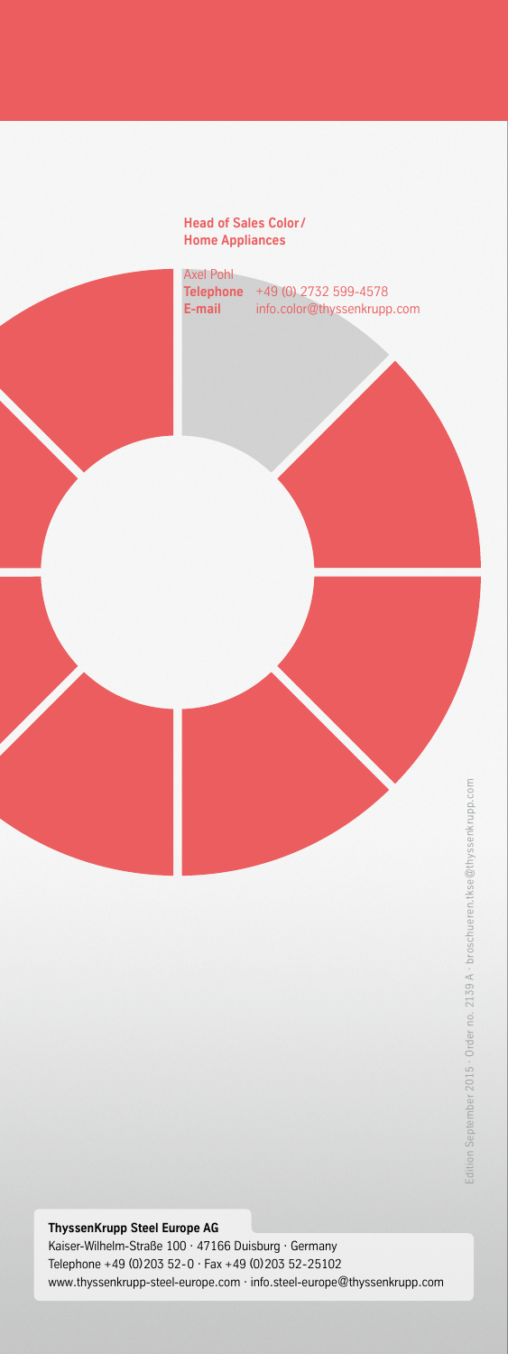**Head of Sales Color / Home Appliances**

Axel Pohl
**Telephone** +49 (0) 2732 599-4578
**E-mail** info.color@thyssenkrupp.com

Edition September 2015 · Order no. 2139 A · broschueren.tkse@thyssenkrupp.com

**ThyssenKrupp Steel Europe AG**
Kaiser-Wilhelm-Straße 100 · 47166 Duisburg · Germany
Telephone +49 (0)203 52-0 · Fax +49 (0)203 52-25102
www.thyssenkrupp-steel-europe.com · info.steel-europe@thyssenkrupp.com